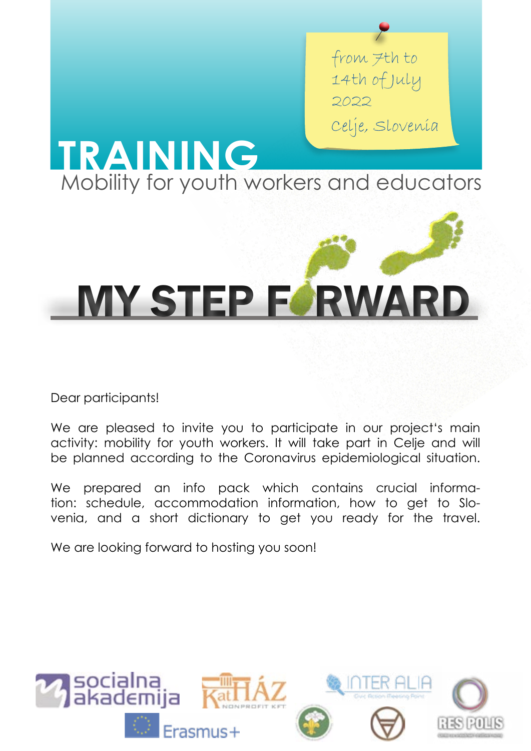from 7th to 14th of July 2022

Celje, Slovenia

# TRAINING

Mobility for youth workers and educators

# MY STEP FORWARD

Dear participants!

We are pleased to invite you to participate in our project's main activity: mobility for youth workers. It will take part in Celje and will be planned according to the Coronavirus epidemiological situation.

We prepared an info pack which contains crucial information: schedule, accommodation information, how to get to Slovenia, and a short dictionary to get you ready for the travel.

We are looking forward to hosting you soon!

socialna akademija

KatHÁZ NONPROFIT KFT

INTER ALIA

RES POLIS

Erasmus+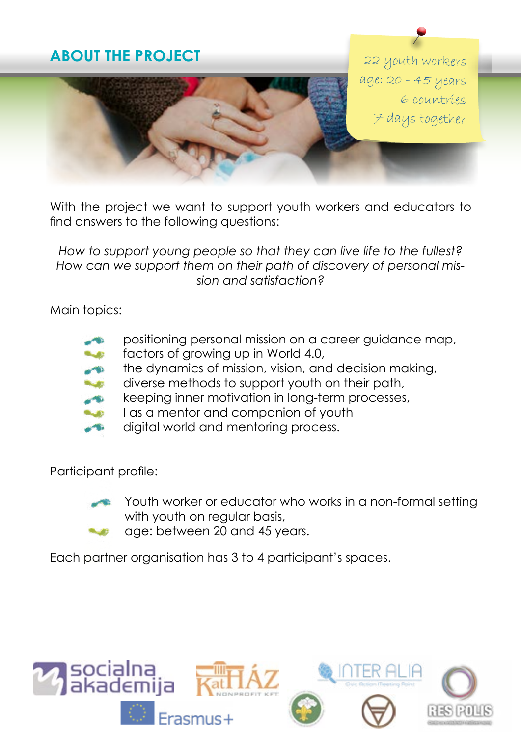## ABOUT THE PROJECT

22 youth workers
age: 20 - 45 years
6 countries
7 days together

With the project we want to support youth workers and educators to find answers to the following questions:

*How to support young people so that they can live life to the fullest? How can we support them on their path of discovery of personal mission and satisfaction?*

Main topics:

- positioning personal mission on a career guidance map,
- factors of growing up in World 4.0,
- the dynamics of mission, vision, and decision making,
- diverse methods to support youth on their path,
- keeping inner motivation in long-term processes,
- I as a mentor and companion of youth
- digital world and mentoring process.

Participant profile:

- Youth worker or educator who works in a non-formal setting with youth on regular basis,
- age: between 20 and 45 years.

Each partner organisation has 3 to 4 participant's spaces.

socialna akademija
KatHÁZ NONPROFIT KFT
INTER ALIA Civic Action Meeting Point
Erasmus+
RES POLIS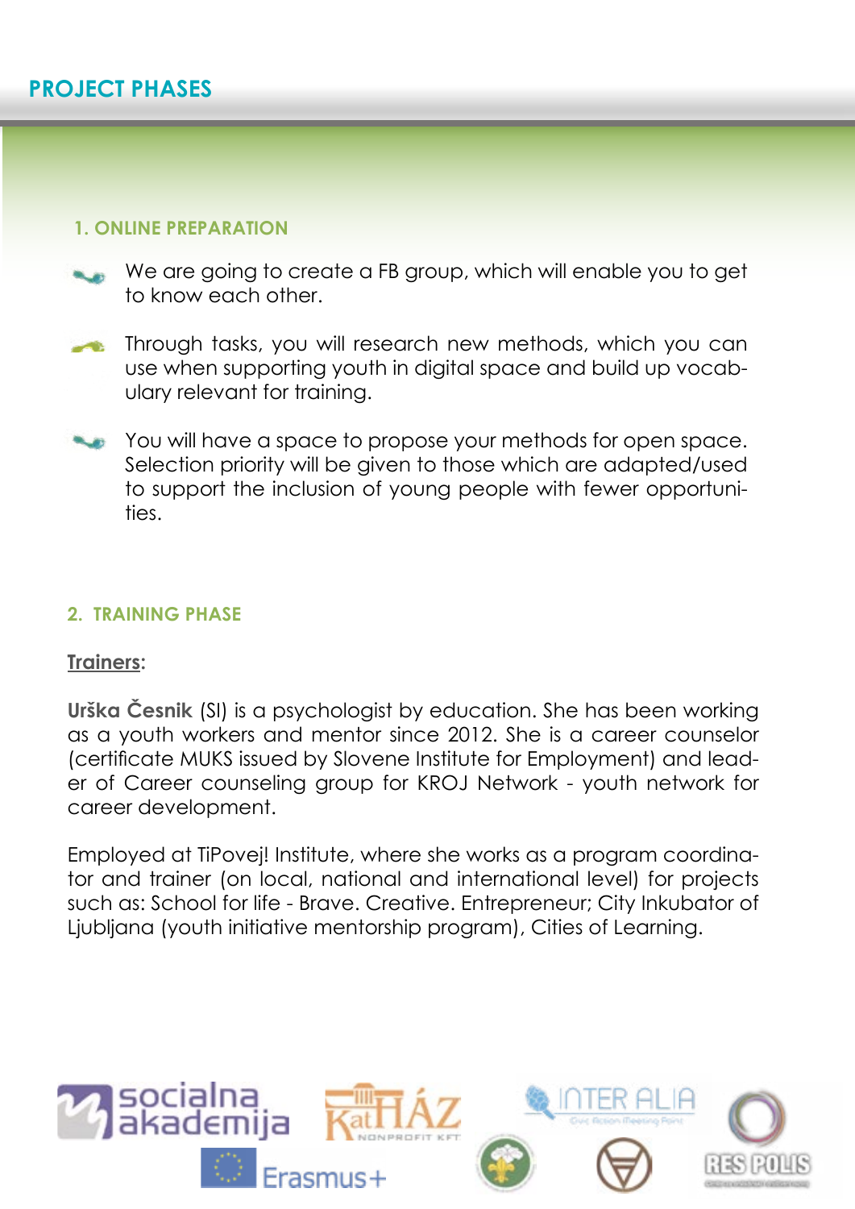## PROJECT PHASES

### 1. ONLINE PREPARATION

- We are going to create a FB group, which will enable you to get to know each other.
- Through tasks, you will research new methods, which you can use when supporting youth in digital space and build up vocabulary relevant for training.
- You will have a space to propose your methods for open space. Selection priority will be given to those which are adapted/used to support the inclusion of young people with fewer opportunities.

### 2. TRAINING PHASE

**Trainers**:

**Urška Česnik** (SI) is a psychologist by education. She has been working as a youth workers and mentor since 2012. She is a career counselor (certificate MUKS issued by Slovene Institute for Employment) and leader of Career counseling group for KROJ Network - youth network for career development.

Employed at TiPovej! Institute, where she works as a program coordinator and trainer (on local, national and international level) for projects such as: School for life - Brave. Creative. Entrepreneur; City Inkubator of Ljubljana (youth initiative mentorship program), Cities of Learning.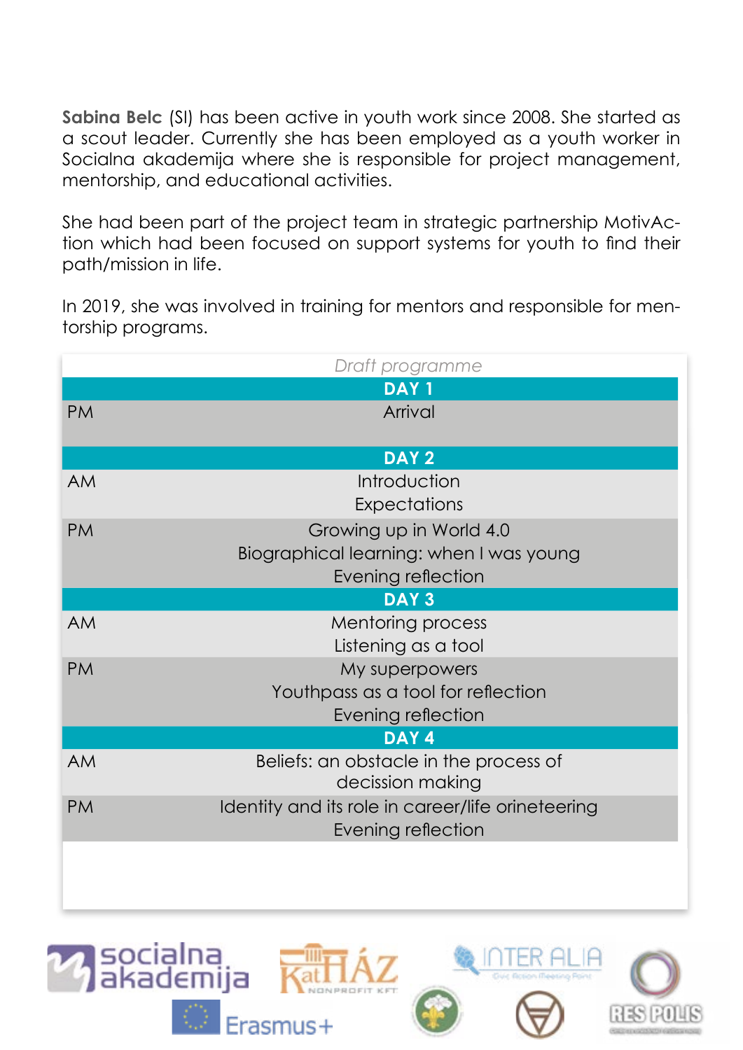**Sabina Belc** (SI) has been active in youth work since 2008. She started as a scout leader. Currently she has been employed as a youth worker in Socialna akademija where she is responsible for project management, mentorship, and educational activities.

She had been part of the project team in strategic partnership MotivAction which had been focused on support systems for youth to find their path/mission in life.

In 2019, she was involved in training for mentors and responsible for mentorship programs.

*Draft programme*

| | |
|---|---|
| | **DAY 1** |
| PM | Arrival |
| | **DAY 2** |
| AM | Introduction<br>Expectations |
| PM | Growing up in World 4.0<br>Biographical learning: when I was young<br>Evening reflection |
| | **DAY 3** |
| AM | Mentoring process<br>Listening as a tool |
| PM | My superpowers<br>Youthpass as a tool for reflection<br>Evening reflection |
| | **DAY 4** |
| AM | Beliefs: an obstacle in the process of decission making |
| PM | Identity and its role in career/life orineteering<br>Evening reflection |

socialna akademija KatHÁZ NONPROFIT KFT INTER ALIA Erasmus+ RES POLIS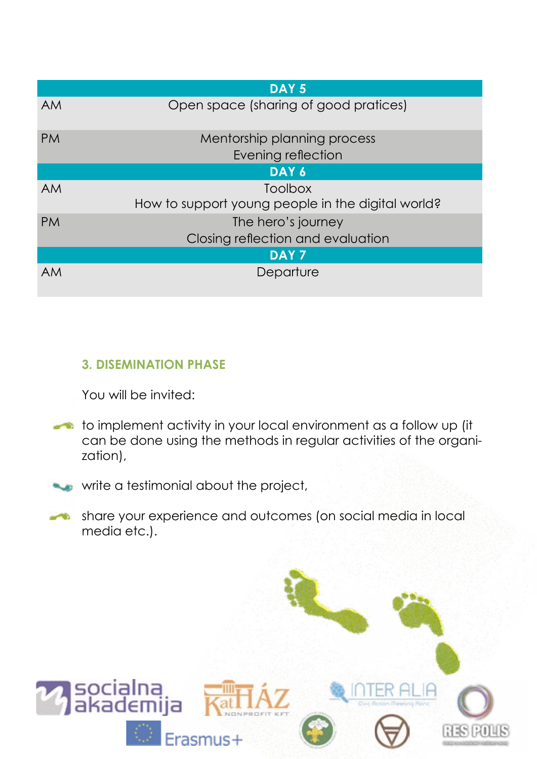| | |
|---|---|
| **DAY 5** | |
| AM | Open space (sharing of good pratices) |
| PM | Mentorship planning process<br>Evening reflection |
| **DAY 6** | |
| AM | Toolbox<br>How to support young people in the digital world? |
| PM | The hero's journey<br>Closing reflection and evaluation |
| **DAY 7** | |
| AM | Departure |

### 3. DISEMINATION PHASE

You will be invited:

- to implement activity in your local environment as a follow up (it can be done using the methods in regular activities of the organization),
- write a testimonial about the project,
- share your experience and outcomes (on social media in local media etc.).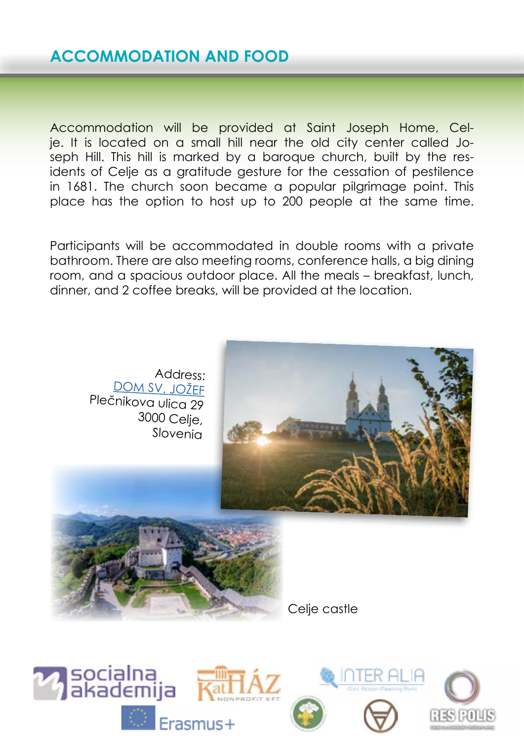## ACCOMMODATION AND FOOD

Accommodation will be provided at Saint Joseph Home, Celje. It is located on a small hill near the old city center called Joseph Hill. This hill is marked by a baroque church, built by the residents of Celje as a gratitude gesture for the cessation of pestilence in 1681. The church soon became a popular pilgrimage point. This place has the option to host up to 200 people at the same time.

Participants will be accommodated in double rooms with a private bathroom. There are also meeting rooms, conference halls, a big dining room, and a spacious outdoor place. All the meals – breakfast, lunch, dinner, and 2 coffee breaks, will be provided at the location.

Address:
DOM SV. JOŽEF
Plečnikova ulica 29
3000 Celje,
Slovenia

Celje castle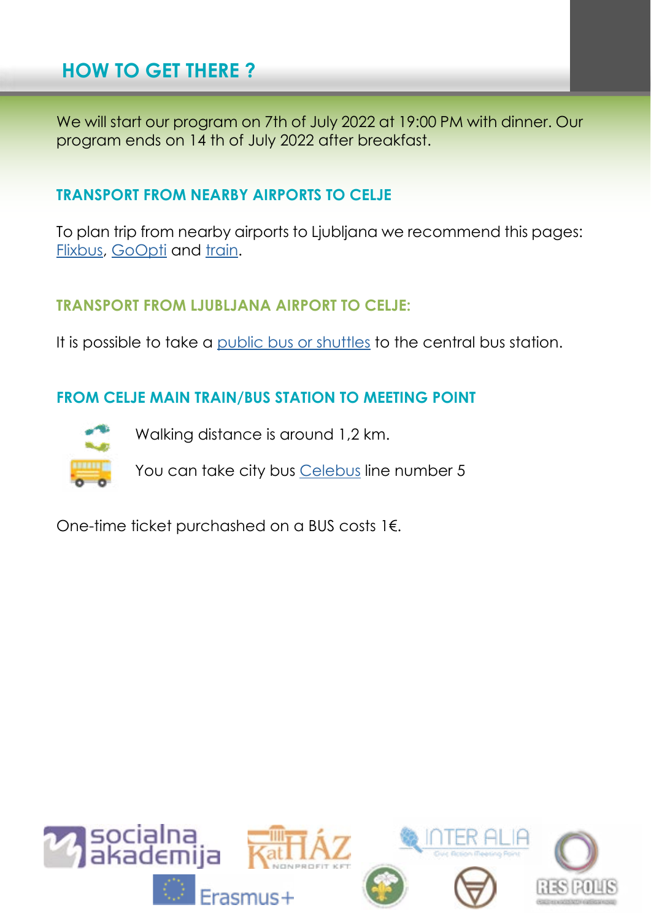## HOW TO GET THERE ?

We will start our program on 7th of July 2022 at 19:00 PM with dinner. Our program ends on 14 th of July 2022 after breakfast.

### TRANSPORT FROM NEARBY AIRPORTS TO CELJE

To plan trip from nearby airports to Ljubljana we recommend this pages: Flixbus, GoOpti and train.

### TRANSPORT FROM LJUBLJANA AIRPORT TO CELJE:

It is possible to take a public bus or shuttles to the central bus station.

### FROM CELJE MAIN TRAIN/BUS STATION TO MEETING POINT

Walking distance is around 1,2 km.

You can take city bus Celebus line number 5

One-time ticket purchased on a BUS costs 1€.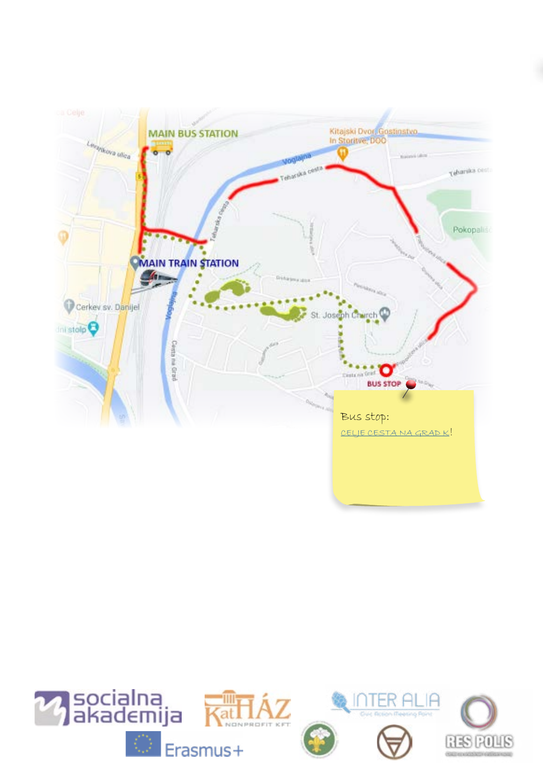MAIN BUS STATION

MAIN TRAIN STATION

St. Joseph Church

BUS STOP

Bus stop:

CELJE CESTA NA GRAD K!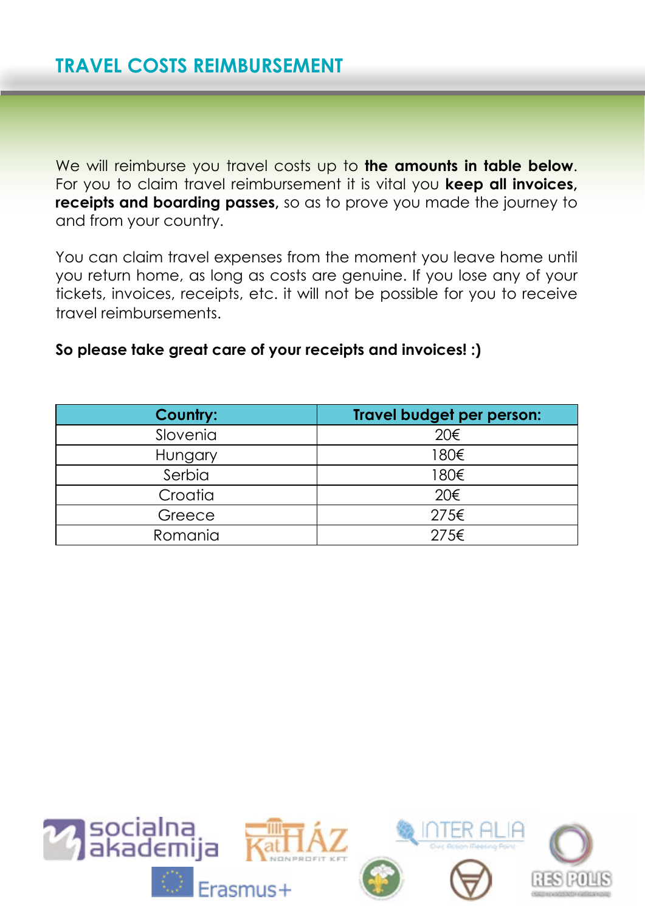## TRAVEL COSTS REIMBURSEMENT

We will reimburse you travel costs up to **the amounts in table below**. For you to claim travel reimbursement it is vital you **keep all invoices, receipts and boarding passes,** so as to prove you made the journey to and from your country.

You can claim travel expenses from the moment you leave home until you return home, as long as costs are genuine. If you lose any of your tickets, invoices, receipts, etc. it will not be possible for you to receive travel reimbursements.

**So please take great care of your receipts and invoices! :)**

| Country: | Travel budget per person: |
| --- | --- |
| Slovenia | 20€ |
| Hungary | 180€ |
| Serbia | 180€ |
| Croatia | 20€ |
| Greece | 275€ |
| Romania | 275€ |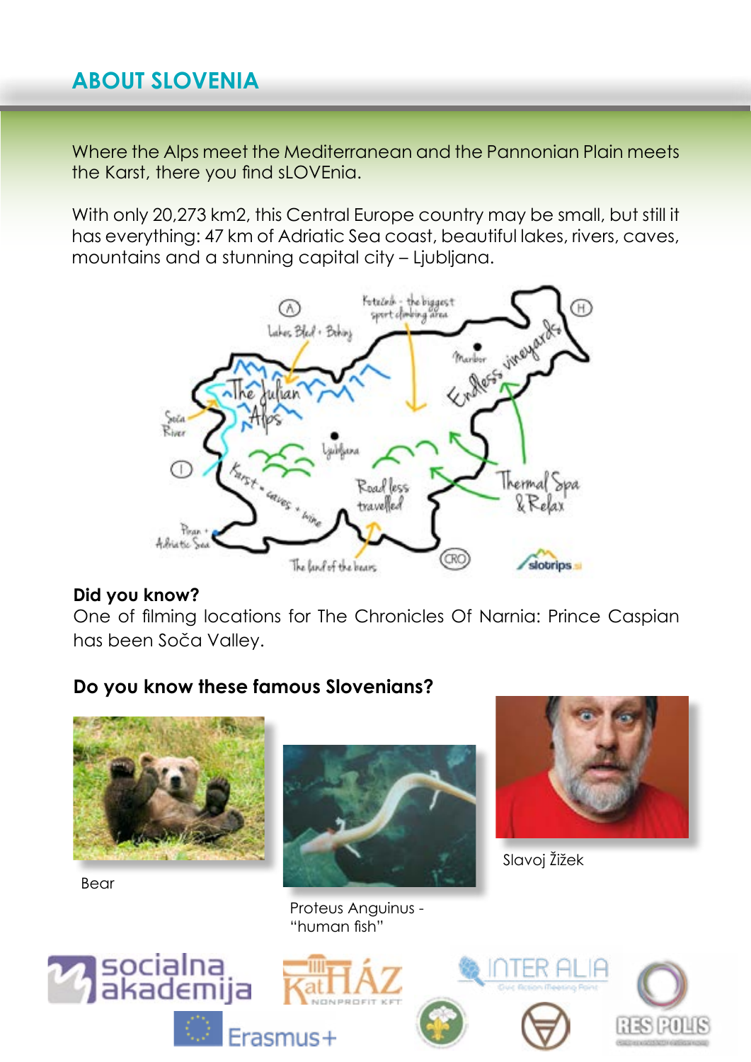## ABOUT SLOVENIA

Where the Alps meet the Mediterranean and the Pannonian Plain meets the Karst, there you find sLOVEnia.

With only 20,273 km2, this Central Europe country may be small, but still it has everything: 47 km of Adriatic Sea coast, beautiful lakes, rivers, caves, mountains and a stunning capital city – Ljubljana.

**Did you know?**
One of filming locations for The Chronicles Of Narnia: Prince Caspian has been Soča Valley.

**Do you know these famous Slovenians?**

Bear

Proteus Anguinus - “human fish”

Slavoj Žižek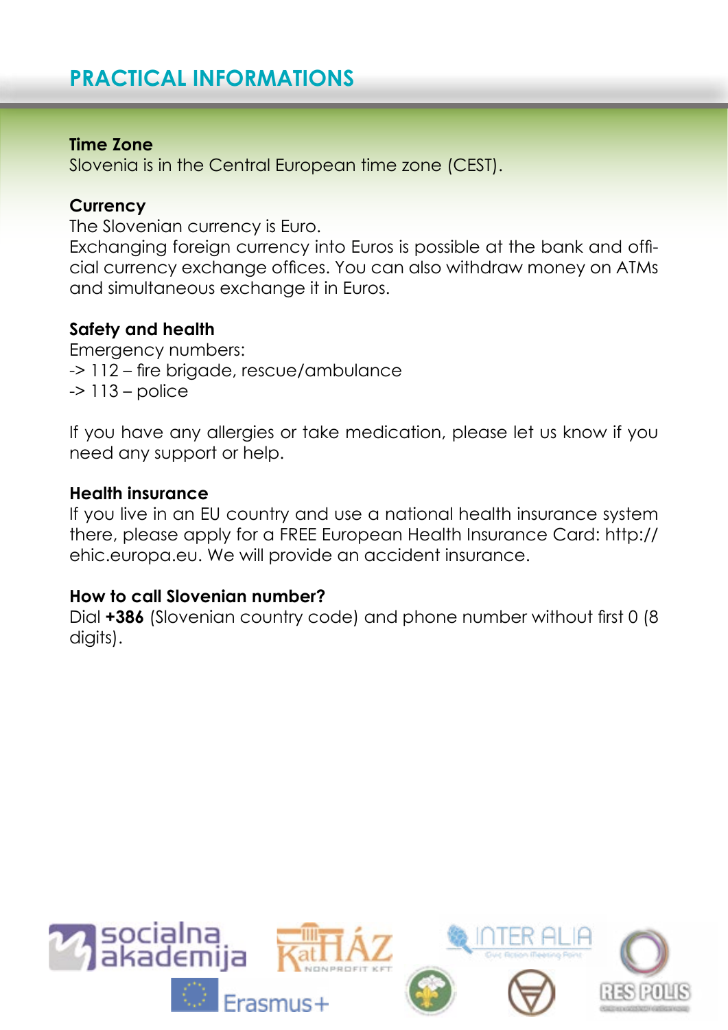## PRACTICAL INFORMATIONS

**Time Zone**
Slovenia is in the Central European time zone (CEST).

**Currency**
The Slovenian currency is Euro.
Exchanging foreign currency into Euros is possible at the bank and official currency exchange offices. You can also withdraw money on ATMs and simultaneous exchange it in Euros.

**Safety and health**
Emergency numbers:
-> 112 – fire brigade, rescue/ambulance
-> 113 – police

If you have any allergies or take medication, please let us know if you need any support or help.

**Health insurance**
If you live in an EU country and use a national health insurance system there, please apply for a FREE European Health Insurance Card: http://ehic.europa.eu. We will provide an accident insurance.

**How to call Slovenian number?**
Dial **+386** (Slovenian country code) and phone number without first 0 (8 digits).

socialna akademija
KatHÁZ NONPROFIT KFT
INTER ALIA
Erasmus+
RES POLIS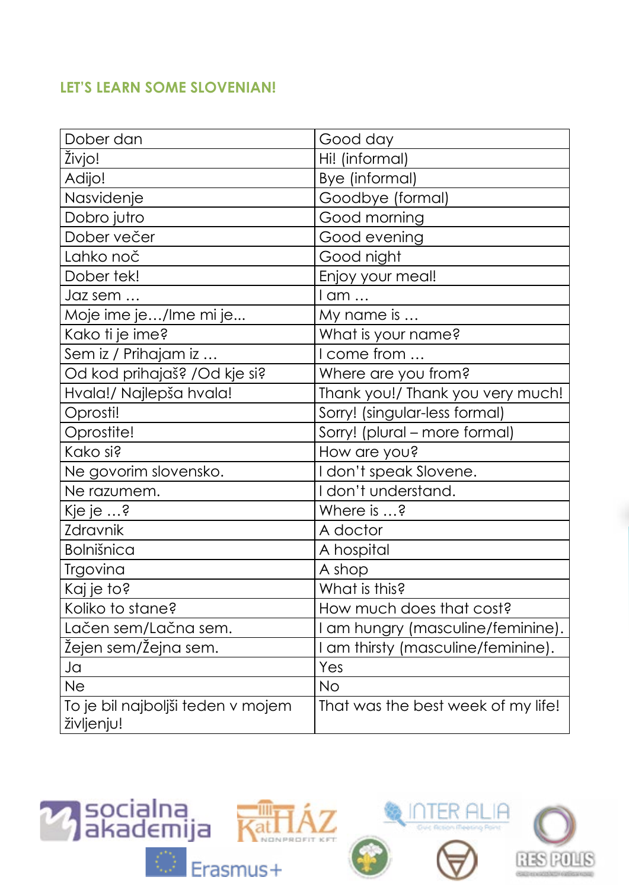## LET'S LEARN SOME SLOVENIAN!

| | |
|---|---|
| Dober dan | Good day |
| Živjo! | Hi! (informal) |
| Adijo! | Bye (informal) |
| Nasvidenje | Goodbye (formal) |
| Dobro jutro | Good morning |
| Dober večer | Good evening |
| Lahko noč | Good night |
| Dober tek! | Enjoy your meal! |
| Jaz sem … | I am … |
| Moje ime je…/Ime mi je... | My name is … |
| Kako ti je ime? | What is your name? |
| Sem iz / Prihajam iz … | I come from … |
| Od kod prihajaš? /Od kje si? | Where are you from? |
| Hvala!/ Najlepša hvala! | Thank you!/ Thank you very much! |
| Oprosti! | Sorry! (singular-less formal) |
| Oprostite! | Sorry! (plural – more formal) |
| Kako si? | How are you? |
| Ne govorim slovensko. | I don't speak Slovene. |
| Ne razumem. | I don't understand. |
| Kje je …? | Where is …? |
| Zdravnik | A doctor |
| Bolnišnica | A hospital |
| Trgovina | A shop |
| Kaj je to? | What is this? |
| Koliko to stane? | How much does that cost? |
| Lačen sem/Lačna sem. | I am hungry (masculine/feminine). |
| Žejen sem/Žejna sem. | I am thirsty (masculine/feminine). |
| Ja | Yes |
| Ne | No |
| To je bil najboljši teden v mojem življenju! | That was the best week of my life! |

socialna akademija
KatHÁZ NONPROFIT KFT
INTER ALIA
RES POLIS
Erasmus+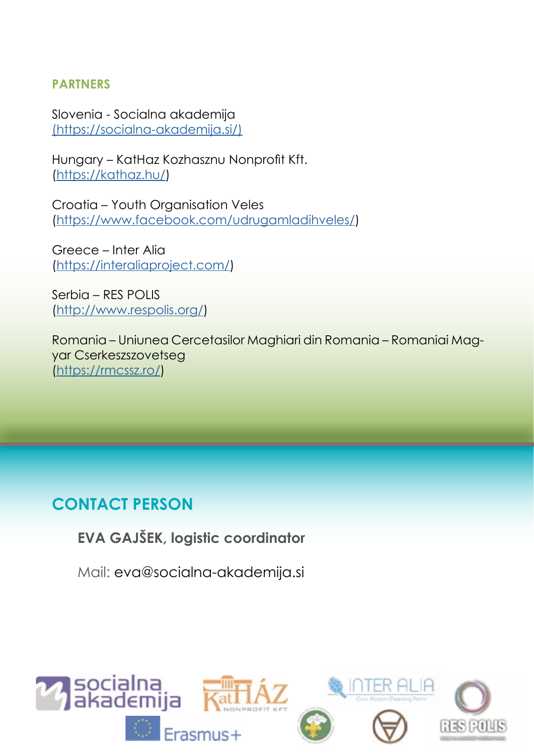## PARTNERS

Slovenia - Socialna akademija
(https://socialna-akademija.si/)

Hungary – KatHaz Kozhasznu Nonprofit Kft.
(https://kathaz.hu/)

Croatia – Youth Organisation Veles
(https://www.facebook.com/udrugamladihveles/)

Greece – Inter Alia
(https://interaliaproject.com/)

Serbia – RES POLIS
(http://www.respolis.org/)

Romania – Uniunea Cercetasilor Maghiari din Romania – Romaniai Magyar Cserkeszszovetseg
(https://rmcssz.ro/)

## CONTACT PERSON

**EVA GAJŠEK, logistic coordinator**

Mail: eva@socialna-akademija.si